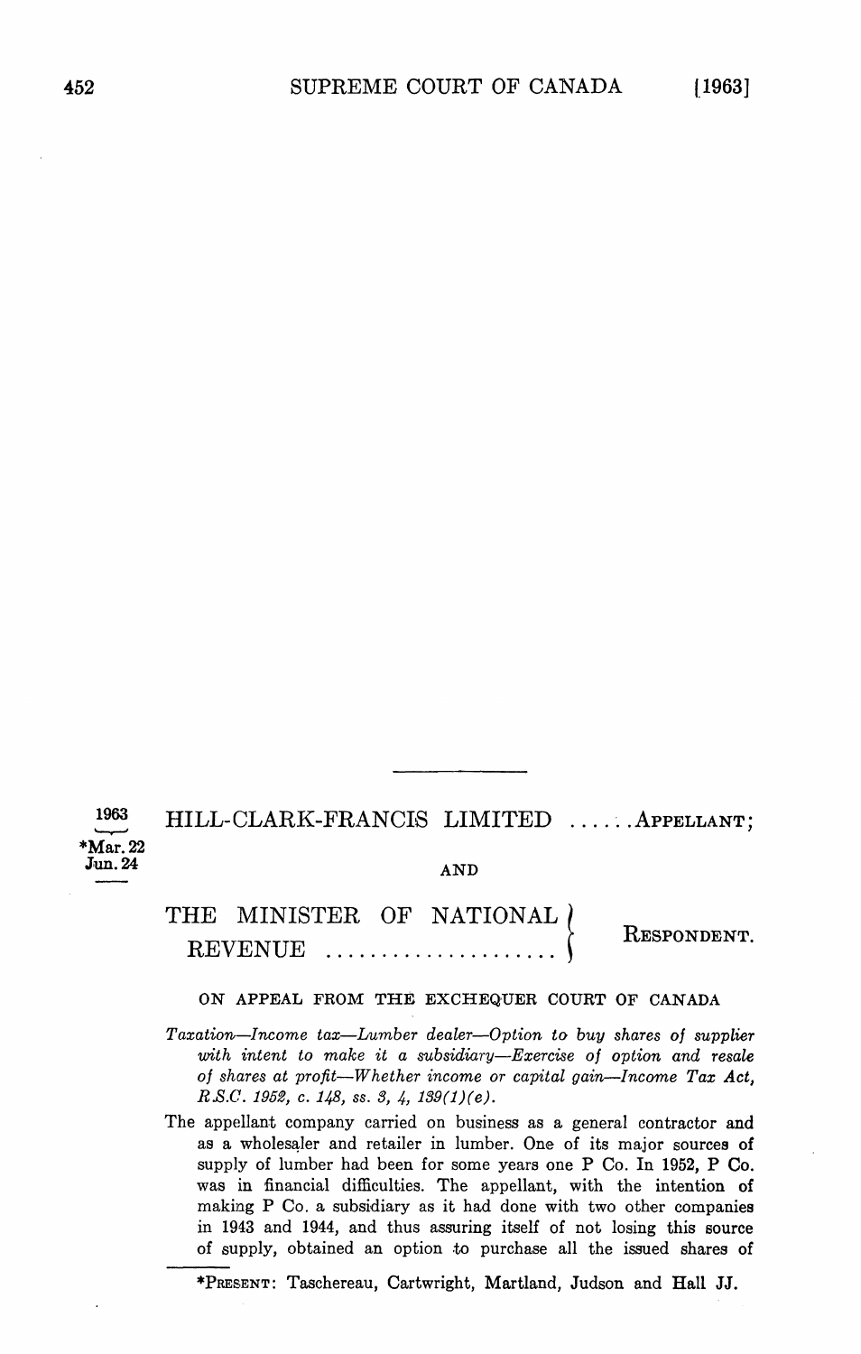1963

*Mar. 22
Jun. 24

HILL-CLARK-FRANCIS LIMITED ......APPELLANT;

AND

THE MINISTER OF NATIONAL REVENUE ..................... RESPONDENT.

ON APPEAL FROM THE EXCHEQUER COURT OF CANADA

*Taxation—Income tax—Lumber dealer—Option to buy shares of supplier with intent to make it a subsidiary—Exercise of option and resale of shares at profit—Whether income or capital gain—Income Tax Act, R.S.C. 1952, c. 148, ss. 3, 4, 139(1)(e).*

The appellant company carried on business as a general contractor and as a wholesaler and retailer in lumber. One of its major sources of supply of lumber had been for some years one P Co. In 1952, P Co. was in financial difficulties. The appellant, with the intention of making P Co. a subsidiary as it had done with two other companies in 1943 and 1944, and thus assuring itself of not losing this source of supply, obtained an option to purchase all the issued shares of

---

*PRESENT: Taschereau, Cartwright, Martland, Judson and Hall JJ.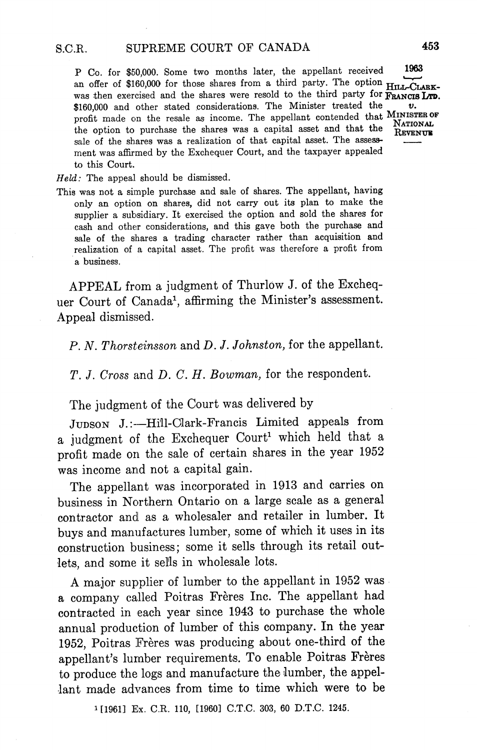P Co. for $50,000. Some two months later, the appellant received an offer of $160,000 for those shares from a third party. The option was then exercised and the shares were resold to the third party for $160,000 and other stated considerations. The Minister treated the profit made on the resale as income. The appellant contended that the option to purchase the shares was a capital asset and that the sale of the shares was a realization of that capital asset. The assessment was affirmed by the Exchequer Court, and the taxpayer appealed to this Court.

*Held*: The appeal should be dismissed.

This was not a simple purchase and sale of shares. The appellant, having only an option on shares, did not carry out its plan to make the supplier a subsidiary. It exercised the option and sold the shares for cash and other considerations, and this gave both the purchase and sale of the shares a trading character rather than acquisition and realization of a capital asset. The profit was therefore a profit from a business.

APPEAL from a judgment of Thurlow J. of the Exchequer Court of Canada[1], affirming the Minister's assessment. Appeal dismissed.

*P. N. Thorsteinsson* and *D. J. Johnston*, for the appellant.

*T. J. Cross* and *D. C. H. Bowman*, for the respondent.

The judgment of the Court was delivered by

JUDSON J.:—Hill-Clark-Francis Limited appeals from a judgment of the Exchequer Court[1] which held that a profit made on the sale of certain shares in the year 1952 was income and not a capital gain.

The appellant was incorporated in 1913 and carries on business in Northern Ontario on a large scale as a general contractor and as a wholesaler and retailer in lumber. It buys and manufactures lumber, some of which it uses in its construction business; some it sells through its retail outlets, and some it sells in wholesale lots.

A major supplier of lumber to the appellant in 1952 was a company called Poitras Frères Inc. The appellant had contracted in each year since 1943 to purchase the whole annual production of lumber of this company. In the year 1952, Poitras Frères was producing about one-third of the appellant's lumber requirements. To enable Poitras Frères to produce the logs and manufacture the lumber, the appellant made advances from time to time which were to be

[1] [1961] Ex. C.R. 110, [1960] C.T.C. 303, 60 D.T.C. 1245.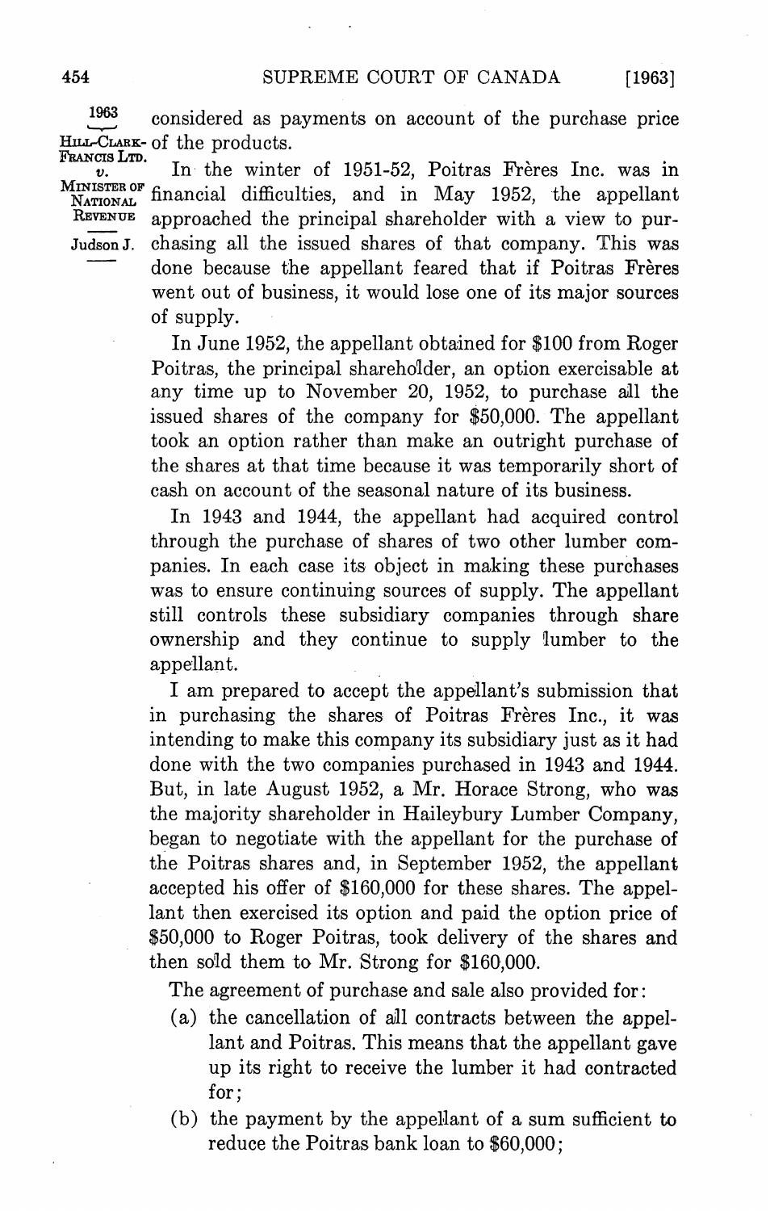considered as payments on account of the purchase price of the products.

In the winter of 1951-52, Poitras Frères Inc. was in financial difficulties, and in May 1952, the appellant approached the principal shareholder with a view to purchasing all the issued shares of that company. This was done because the appellant feared that if Poitras Frères went out of business, it would lose one of its major sources of supply.

In June 1952, the appellant obtained for $100 from Roger Poitras, the principal shareholder, an option exercisable at any time up to November 20, 1952, to purchase all the issued shares of the company for $50,000. The appellant took an option rather than make an outright purchase of the shares at that time because it was temporarily short of cash on account of the seasonal nature of its business.

In 1943 and 1944, the appellant had acquired control through the purchase of shares of two other lumber companies. In each case its object in making these purchases was to ensure continuing sources of supply. The appellant still controls these subsidiary companies through share ownership and they continue to supply lumber to the appellant.

I am prepared to accept the appellant's submission that in purchasing the shares of Poitras Frères Inc., it was intending to make this company its subsidiary just as it had done with the two companies purchased in 1943 and 1944. But, in late August 1952, a Mr. Horace Strong, who was the majority shareholder in Haileybury Lumber Company, began to negotiate with the appellant for the purchase of the Poitras shares and, in September 1952, the appellant accepted his offer of $160,000 for these shares. The appellant then exercised its option and paid the option price of $50,000 to Roger Poitras, took delivery of the shares and then sold them to Mr. Strong for $160,000.

The agreement of purchase and sale also provided for:

(a) the cancellation of all contracts between the appellant and Poitras. This means that the appellant gave up its right to receive the lumber it had contracted for;

(b) the payment by the appellant of a sum sufficient to reduce the Poitras bank loan to $60,000;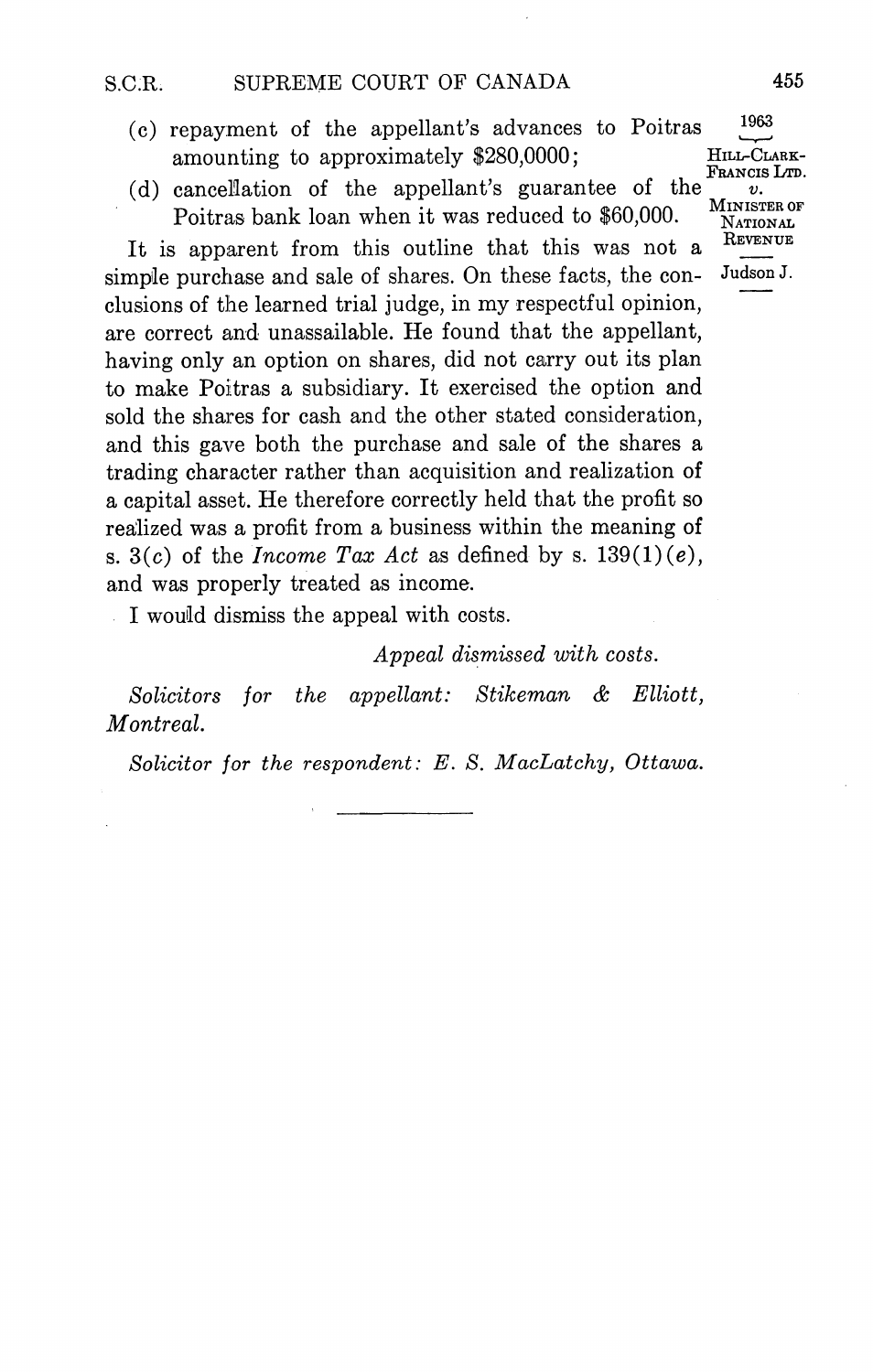(c) repayment of the appellant's advances to Poitras amounting to approximately $280,0000;

(d) cancellation of the appellant's guarantee of the Poitras bank loan when it was reduced to $60,000.

It is apparent from this outline that this was not a simple purchase and sale of shares. On these facts, the conclusions of the learned trial judge, in my respectful opinion, are correct and unassailable. He found that the appellant, having only an option on shares, did not carry out its plan to make Poitras a subsidiary. It exercised the option and sold the shares for cash and the other stated consideration, and this gave both the purchase and sale of the shares a trading character rather than acquisition and realization of a capital asset. He therefore correctly held that the profit so realized was a profit from a business within the meaning of s. 3(*c*) of the *Income Tax Act* as defined by s. 139(1)(*e*), and was properly treated as income.

I would dismiss the appeal with costs.

*Appeal dismissed with costs.*

*Solicitors for the appellant: Stikeman & Elliott, Montreal.*

*Solicitor for the respondent: E. S. MacLatchy, Ottawa.*